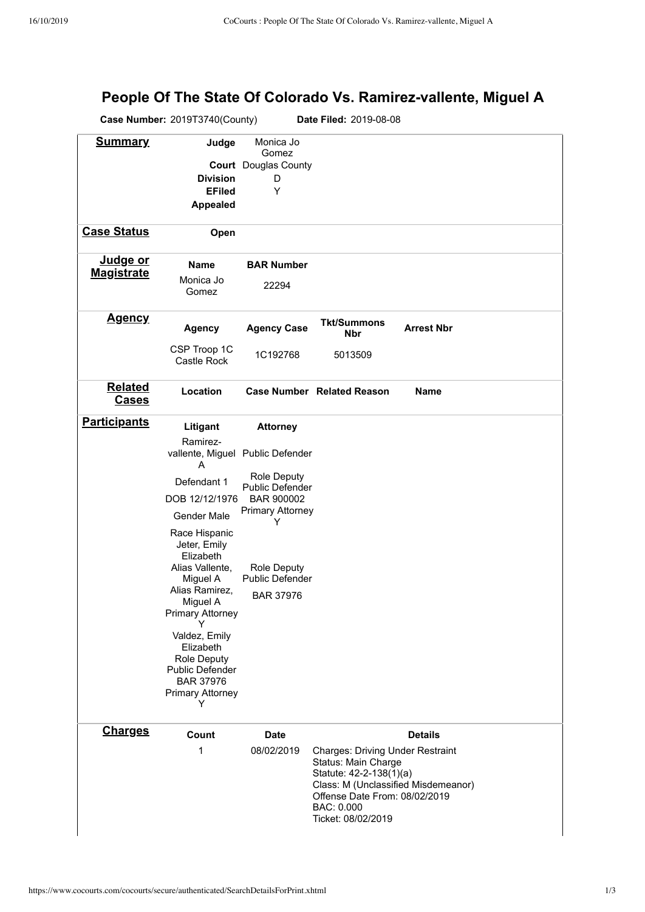# People Of The State Of Colorado Vs. Ramirez-vallente, Miguel A

**Case Number:** 2019T3740(County) **Date Filed:** 2019-08-08

## Summary

| | |
|---|---|
| **Judge** | Monica Jo Gomez |
| **Court** | Douglas County |
| **Division** | D |
| **EFiled** | Y |
| **Appealed** | |

## Case Status

**Open**

## Judge or Magistrate

| Name | BAR Number |
|---|---|
| Monica Jo Gomez | 22294 |

## Agency

| Agency | Agency Case | Tkt/Summons Nbr | Arrest Nbr |
|---|---|---|---|
| CSP Troop 1C Castle Rock | 1C192768 | 5013509 | |

## Related Cases

| Location | Case Number | Related Reason | Name |
|---|---|---|---|
| | | | |

## Participants

| Litigant | Attorney |
|---|---|
| Ramirez-vallente, Miguel A | Public Defender |
| Defendant 1 | Role Deputy Public Defender |
| DOB 12/12/1976 | BAR 900002 |
| Gender Male | Primary Attorney Y |
| Race Hispanic | |
| Jeter, Emily Elizabeth | |
| Alias Vallente, Miguel A | Role Deputy Public Defender |
| Alias Ramirez, Miguel A | BAR 37976 |
| Primary Attorney Y | |
| Valdez, Emily Elizabeth | |
| Role Deputy Public Defender | |
| BAR 37976 | |
| Primary Attorney Y | |

## Charges

| Count | Date | Details |
|---|---|---|
| 1 | 08/02/2019 | Charges: Driving Under Restraint<br>Status: Main Charge<br>Statute: 42-2-138(1)(a)<br>Class: M (Unclassified Misdemeanor)<br>Offense Date From: 08/02/2019<br>BAC: 0.000<br>Ticket: 08/02/2019 |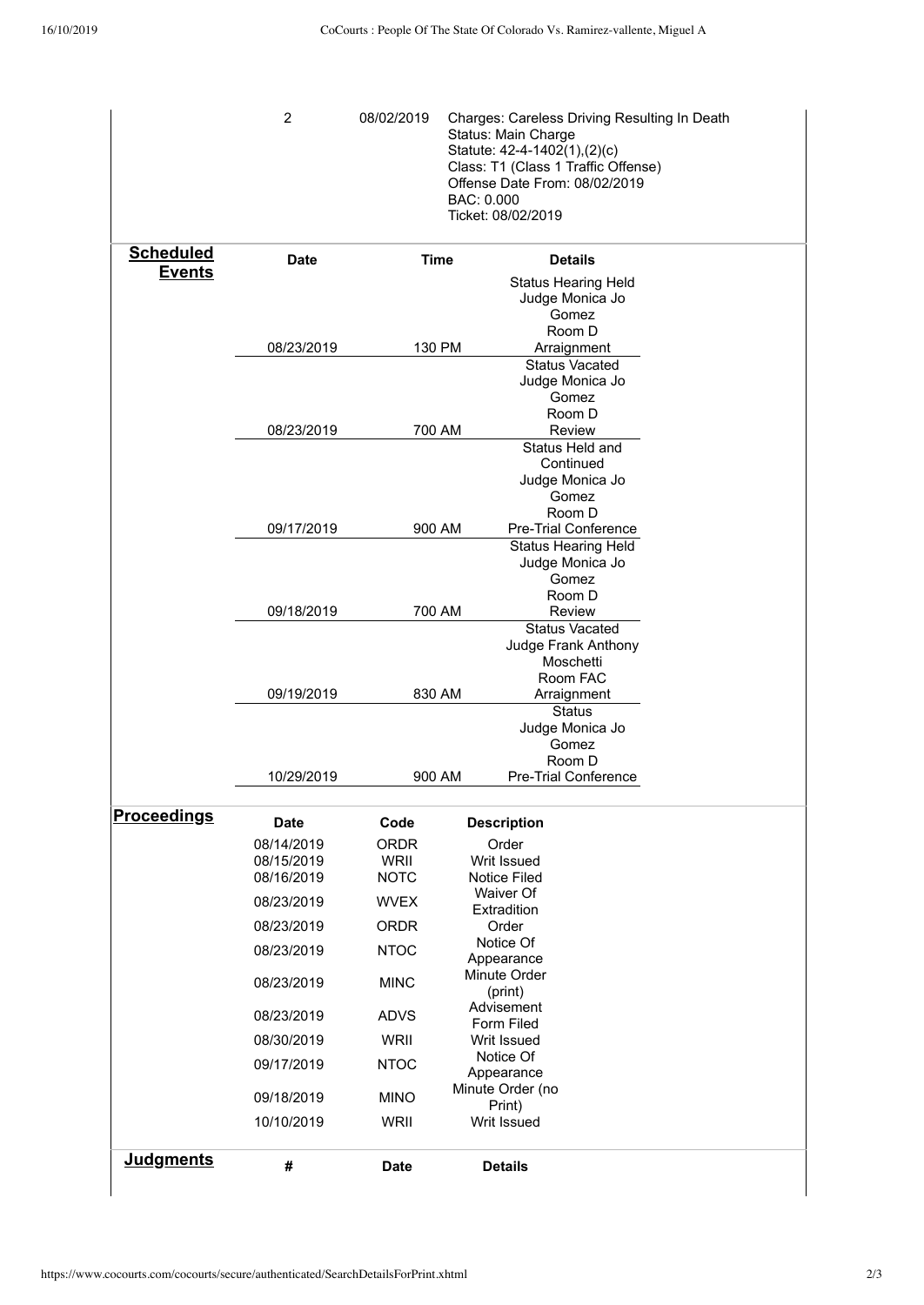| # | Date | Details |
|---|---|---|
| 2 | 08/02/2019 | Charges: Careless Driving Resulting In Death<br>Status: Main Charge<br>Statute: 42-4-1402(1),(2)(c)<br>Class: T1 (Class 1 Traffic Offense)<br>Offense Date From: 08/02/2019<br>BAC: 0.000<br>Ticket: 08/02/2019 |

## Scheduled Events

| Date | Time | Details |
|---|---|---|
| 08/23/2019 | 130 PM | Status Hearing Held<br>Judge Monica Jo Gomez<br>Room D<br>Arraignment |
| 08/23/2019 | 700 AM | Status Vacated<br>Judge Monica Jo Gomez<br>Room D<br>Review |
| 09/17/2019 | 900 AM | Status Held and Continued<br>Judge Monica Jo Gomez<br>Room D<br>Pre-Trial Conference |
| 09/18/2019 | 700 AM | Status Hearing Held<br>Judge Monica Jo Gomez<br>Room D<br>Review |
| 09/19/2019 | 830 AM | Status Vacated<br>Judge Frank Anthony Moschetti<br>Room FAC<br>Arraignment |
| 10/29/2019 | 900 AM | Status<br>Judge Monica Jo Gomez<br>Room D<br>Pre-Trial Conference |

## Proceedings

| Date | Code | Description |
|---|---|---|
| 08/14/2019 | ORDR | Order |
| 08/15/2019 | WRII | Writ Issued |
| 08/16/2019 | NOTC | Notice Filed |
| 08/23/2019 | WVEX | Waiver Of Extradition |
| 08/23/2019 | ORDR | Order |
| 08/23/2019 | NTOC | Notice Of Appearance |
| 08/23/2019 | MINC | Minute Order (print) |
| 08/23/2019 | ADVS | Advisement Form Filed |
| 08/30/2019 | WRII | Writ Issued |
| 09/17/2019 | NTOC | Notice Of Appearance |
| 09/18/2019 | MINO | Minute Order (no Print) |
| 10/10/2019 | WRII | Writ Issued |

## Judgments

| # | Date | Details |
|---|---|---|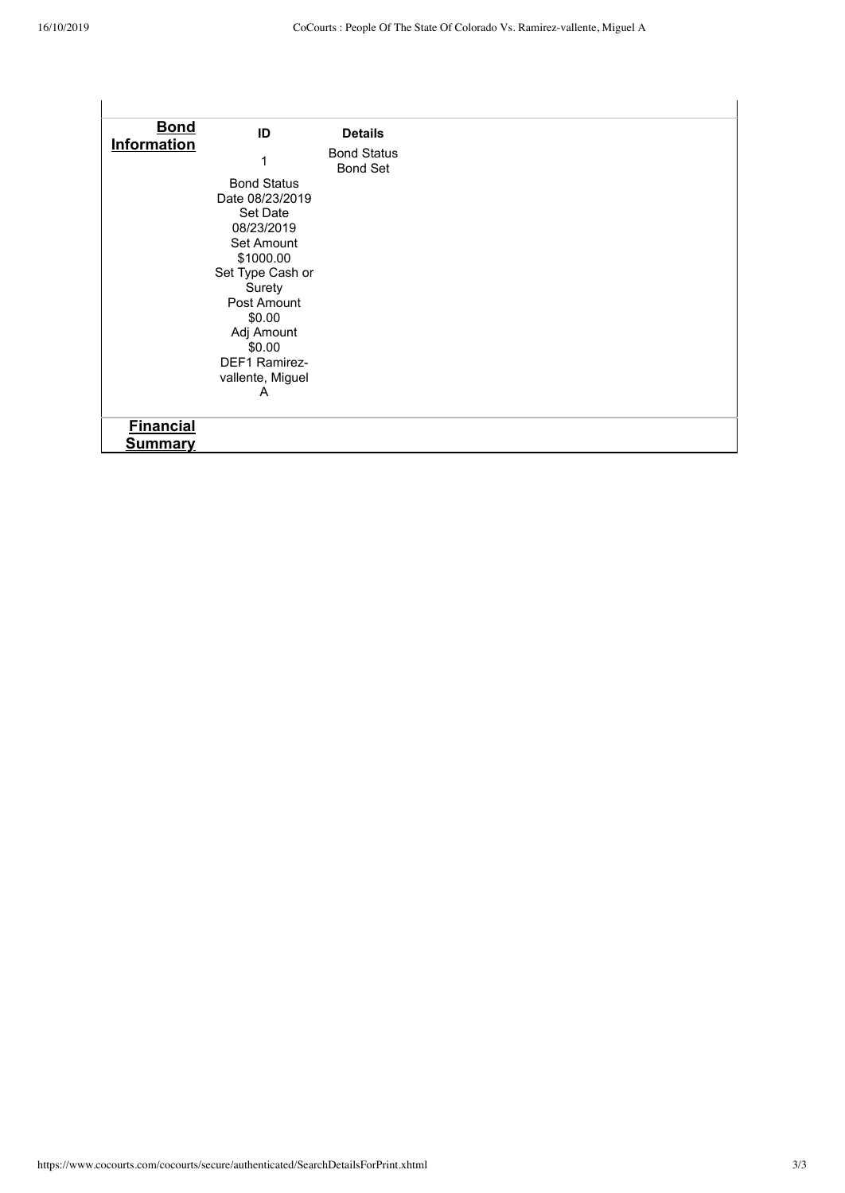| | | |
|---|---|---|
| **Bond Information** | **ID** | **Details** |
| | 1 | Bond Status Bond Set |
| | Bond Status Date 08/23/2019 Set Date 08/23/2019 Set Amount $1000.00 Set Type Cash or Surety Post Amount $0.00 Adj Amount $0.00 DEF1 Ramirez-vallente, Miguel A | |
| **Financial Summary** | | |